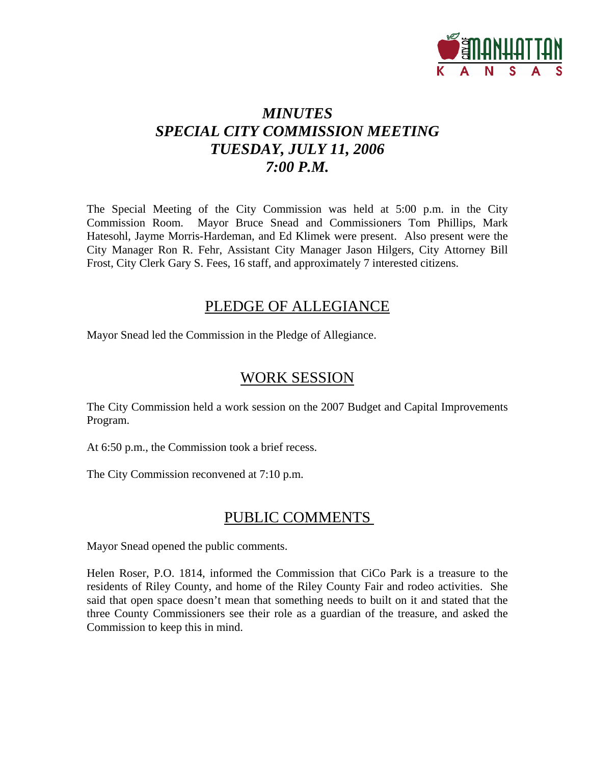# *MINUTES*
# *SPECIAL CITY COMMISSION MEETING*
# *TUESDAY, JULY 11, 2006*
# *7:00 P.M.*

The Special Meeting of the City Commission was held at 5:00 p.m. in the City Commission Room. Mayor Bruce Snead and Commissioners Tom Phillips, Mark Hatesohl, Jayme Morris-Hardeman, and Ed Klimek were present. Also present were the City Manager Ron R. Fehr, Assistant City Manager Jason Hilgers, City Attorney Bill Frost, City Clerk Gary S. Fees, 16 staff, and approximately 7 interested citizens.

## PLEDGE OF ALLEGIANCE

Mayor Snead led the Commission in the Pledge of Allegiance.

## WORK SESSION

The City Commission held a work session on the 2007 Budget and Capital Improvements Program.

At 6:50 p.m., the Commission took a brief recess.

The City Commission reconvened at 7:10 p.m.

## PUBLIC COMMENTS

Mayor Snead opened the public comments.

Helen Roser, P.O. 1814, informed the Commission that CiCo Park is a treasure to the residents of Riley County, and home of the Riley County Fair and rodeo activities. She said that open space doesn't mean that something needs to built on it and stated that the three County Commissioners see their role as a guardian of the treasure, and asked the Commission to keep this in mind.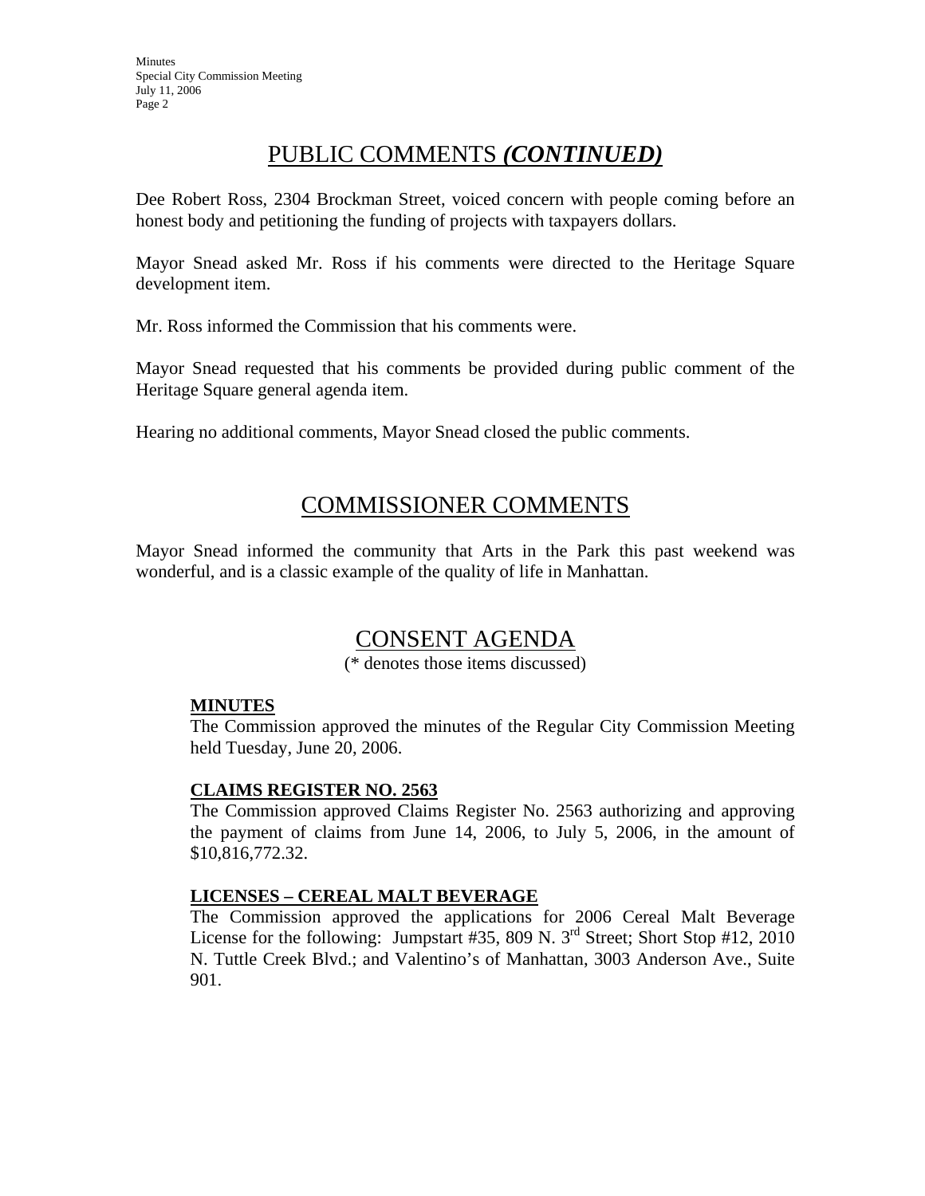## PUBLIC COMMENTS *(CONTINUED)*

Dee Robert Ross, 2304 Brockman Street, voiced concern with people coming before an honest body and petitioning the funding of projects with taxpayers dollars.

Mayor Snead asked Mr. Ross if his comments were directed to the Heritage Square development item.

Mr. Ross informed the Commission that his comments were.

Mayor Snead requested that his comments be provided during public comment of the Heritage Square general agenda item.

Hearing no additional comments, Mayor Snead closed the public comments.

## COMMISSIONER COMMENTS

Mayor Snead informed the community that Arts in the Park this past weekend was wonderful, and is a classic example of the quality of life in Manhattan.

## CONSENT AGENDA

(* denotes those items discussed)

**MINUTES**
The Commission approved the minutes of the Regular City Commission Meeting held Tuesday, June 20, 2006.

**CLAIMS REGISTER NO. 2563**
The Commission approved Claims Register No. 2563 authorizing and approving the payment of claims from June 14, 2006, to July 5, 2006, in the amount of $10,816,772.32.

**LICENSES – CEREAL MALT BEVERAGE**
The Commission approved the applications for 2006 Cereal Malt Beverage License for the following: Jumpstart #35, 809 N. 3rd Street; Short Stop #12, 2010 N. Tuttle Creek Blvd.; and Valentino's of Manhattan, 3003 Anderson Ave., Suite 901.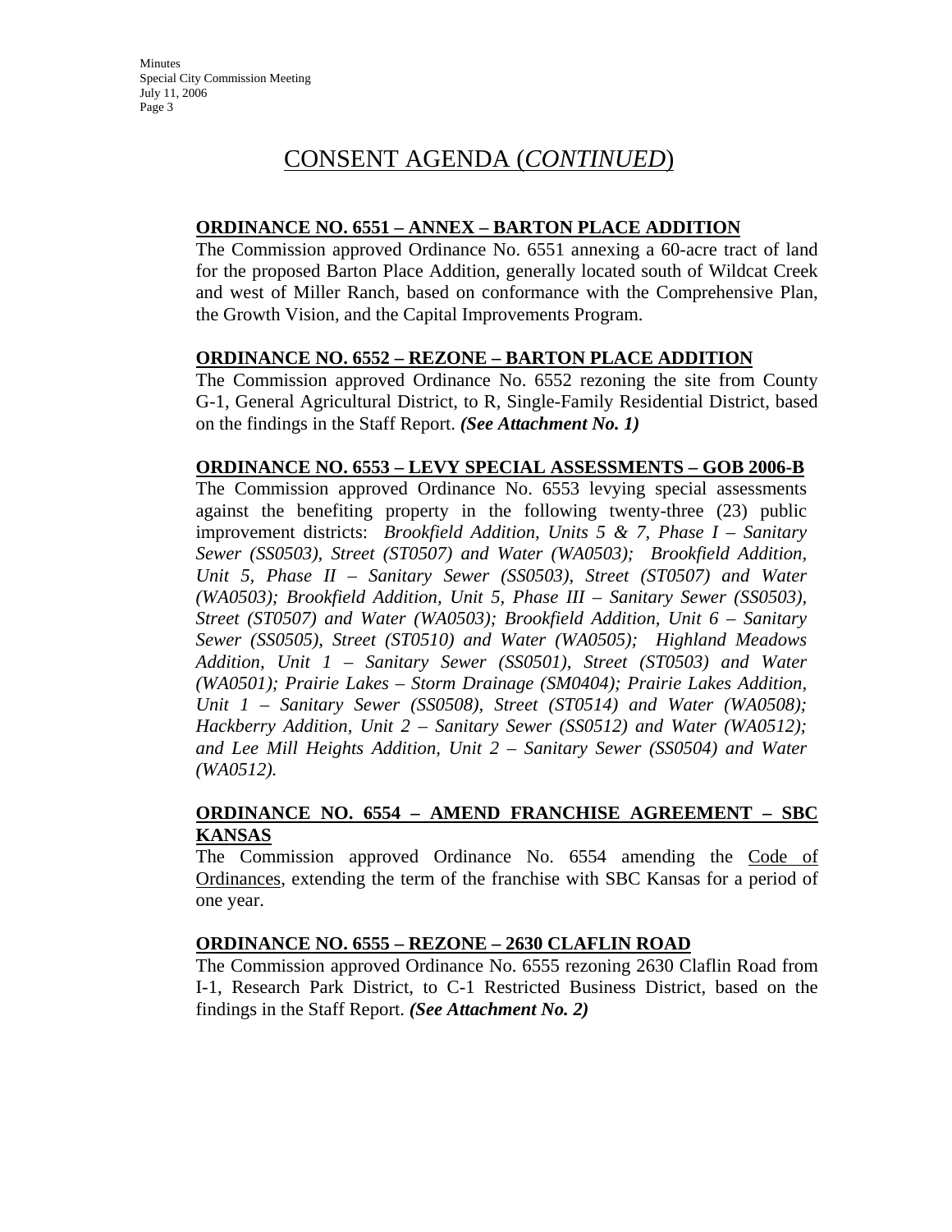# CONSENT AGENDA (*CONTINUED*)

**ORDINANCE NO. 6551 – ANNEX – BARTON PLACE ADDITION**

The Commission approved Ordinance No. 6551 annexing a 60-acre tract of land for the proposed Barton Place Addition, generally located south of Wildcat Creek and west of Miller Ranch, based on conformance with the Comprehensive Plan, the Growth Vision, and the Capital Improvements Program.

**ORDINANCE NO. 6552 – REZONE – BARTON PLACE ADDITION**

The Commission approved Ordinance No. 6552 rezoning the site from County G-1, General Agricultural District, to R, Single-Family Residential District, based on the findings in the Staff Report. ***(See Attachment No. 1)***

**ORDINANCE NO. 6553 – LEVY SPECIAL ASSESSMENTS – GOB 2006-B**

The Commission approved Ordinance No. 6553 levying special assessments against the benefiting property in the following twenty-three (23) public improvement districts: *Brookfield Addition, Units 5 & 7, Phase I – Sanitary Sewer (SS0503), Street (ST0507) and Water (WA0503); Brookfield Addition, Unit 5, Phase II – Sanitary Sewer (SS0503), Street (ST0507) and Water (WA0503); Brookfield Addition, Unit 5, Phase III – Sanitary Sewer (SS0503), Street (ST0507) and Water (WA0503); Brookfield Addition, Unit 6 – Sanitary Sewer (SS0505), Street (ST0510) and Water (WA0505); Highland Meadows Addition, Unit 1 – Sanitary Sewer (SS0501), Street (ST0503) and Water (WA0501); Prairie Lakes – Storm Drainage (SM0404); Prairie Lakes Addition, Unit 1 – Sanitary Sewer (SS0508), Street (ST0514) and Water (WA0508); Hackberry Addition, Unit 2 – Sanitary Sewer (SS0512) and Water (WA0512); and Lee Mill Heights Addition, Unit 2 – Sanitary Sewer (SS0504) and Water (WA0512).*

**ORDINANCE NO. 6554 – AMEND FRANCHISE AGREEMENT – SBC KANSAS**

The Commission approved Ordinance No. 6554 amending the Code of Ordinances, extending the term of the franchise with SBC Kansas for a period of one year.

**ORDINANCE NO. 6555 – REZONE – 2630 CLAFLIN ROAD**

The Commission approved Ordinance No. 6555 rezoning 2630 Claflin Road from I-1, Research Park District, to C-1 Restricted Business District, based on the findings in the Staff Report. ***(See Attachment No. 2)***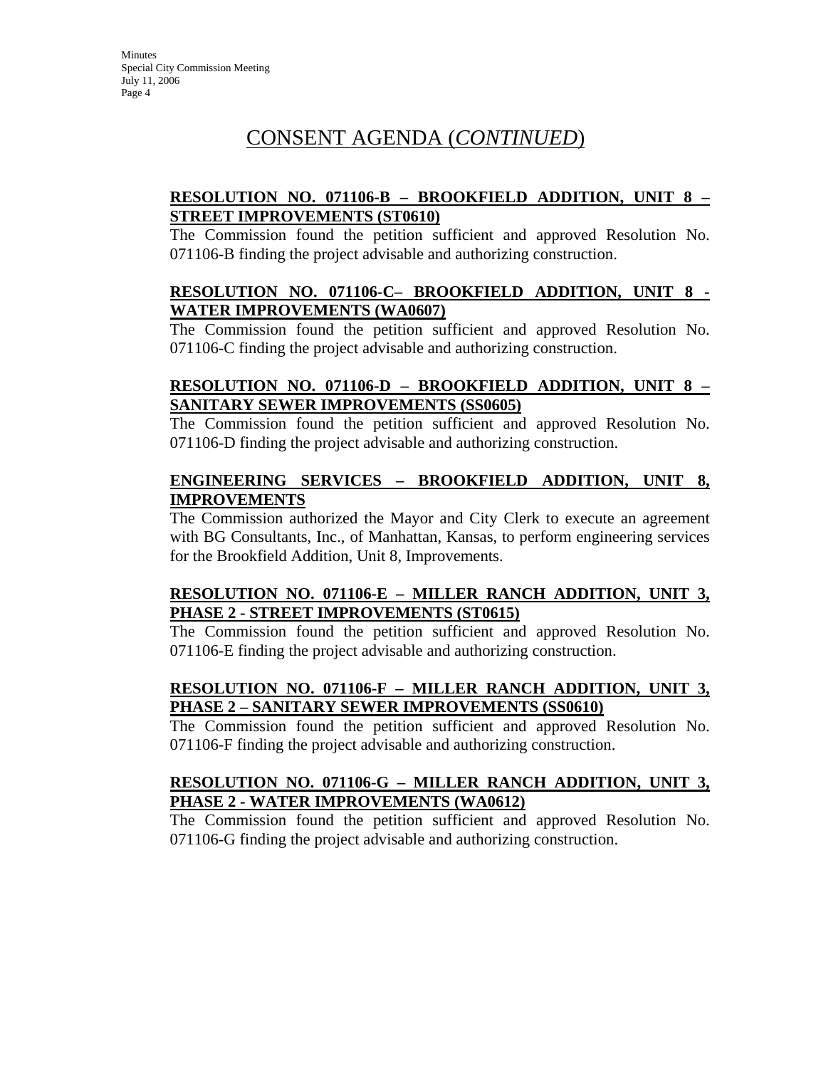# CONSENT AGENDA (*CONTINUED*)

**RESOLUTION NO. 071106-B – BROOKFIELD ADDITION, UNIT 8 – STREET IMPROVEMENTS (ST0610)**

The Commission found the petition sufficient and approved Resolution No. 071106-B finding the project advisable and authorizing construction.

**RESOLUTION NO. 071106-C– BROOKFIELD ADDITION, UNIT 8 - WATER IMPROVEMENTS (WA0607)**

The Commission found the petition sufficient and approved Resolution No. 071106-C finding the project advisable and authorizing construction.

**RESOLUTION NO. 071106-D – BROOKFIELD ADDITION, UNIT 8 – SANITARY SEWER IMPROVEMENTS (SS0605)**

The Commission found the petition sufficient and approved Resolution No. 071106-D finding the project advisable and authorizing construction.

**ENGINEERING SERVICES – BROOKFIELD ADDITION, UNIT 8, IMPROVEMENTS**

The Commission authorized the Mayor and City Clerk to execute an agreement with BG Consultants, Inc., of Manhattan, Kansas, to perform engineering services for the Brookfield Addition, Unit 8, Improvements.

**RESOLUTION NO. 071106-E – MILLER RANCH ADDITION, UNIT 3, PHASE 2 - STREET IMPROVEMENTS (ST0615)**

The Commission found the petition sufficient and approved Resolution No. 071106-E finding the project advisable and authorizing construction.

**RESOLUTION NO. 071106-F – MILLER RANCH ADDITION, UNIT 3, PHASE 2 – SANITARY SEWER IMPROVEMENTS (SS0610)**

The Commission found the petition sufficient and approved Resolution No. 071106-F finding the project advisable and authorizing construction.

**RESOLUTION NO. 071106-G – MILLER RANCH ADDITION, UNIT 3, PHASE 2 - WATER IMPROVEMENTS (WA0612)**

The Commission found the petition sufficient and approved Resolution No. 071106-G finding the project advisable and authorizing construction.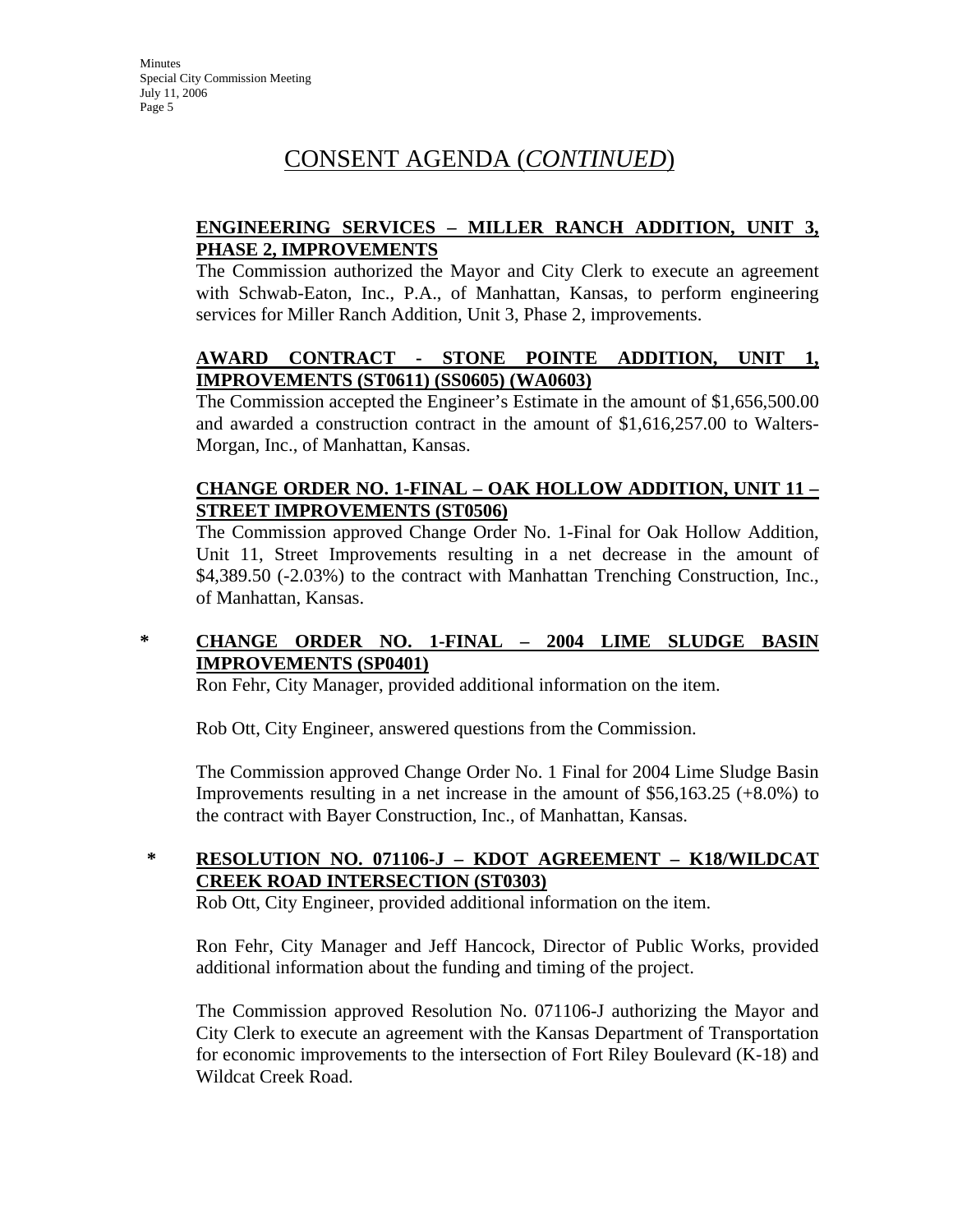# CONSENT AGENDA (*CONTINUED*)

**ENGINEERING SERVICES – MILLER RANCH ADDITION, UNIT 3, PHASE 2, IMPROVEMENTS**

The Commission authorized the Mayor and City Clerk to execute an agreement with Schwab-Eaton, Inc., P.A., of Manhattan, Kansas, to perform engineering services for Miller Ranch Addition, Unit 3, Phase 2, improvements.

**AWARD CONTRACT - STONE POINTE ADDITION, UNIT 1, IMPROVEMENTS (ST0611) (SS0605) (WA0603)**

The Commission accepted the Engineer's Estimate in the amount of $1,656,500.00 and awarded a construction contract in the amount of $1,616,257.00 to Walters-Morgan, Inc., of Manhattan, Kansas.

**CHANGE ORDER NO. 1-FINAL – OAK HOLLOW ADDITION, UNIT 11 – STREET IMPROVEMENTS (ST0506)**

The Commission approved Change Order No. 1-Final for Oak Hollow Addition, Unit 11, Street Improvements resulting in a net decrease in the amount of $4,389.50 (-2.03%) to the contract with Manhattan Trenching Construction, Inc., of Manhattan, Kansas.

\* **CHANGE ORDER NO. 1-FINAL – 2004 LIME SLUDGE BASIN IMPROVEMENTS (SP0401)**

Ron Fehr, City Manager, provided additional information on the item.

Rob Ott, City Engineer, answered questions from the Commission.

The Commission approved Change Order No. 1 Final for 2004 Lime Sludge Basin Improvements resulting in a net increase in the amount of $56,163.25 (+8.0%) to the contract with Bayer Construction, Inc., of Manhattan, Kansas.

\* **RESOLUTION NO. 071106-J – KDOT AGREEMENT – K18/WILDCAT CREEK ROAD INTERSECTION (ST0303)**

Rob Ott, City Engineer, provided additional information on the item.

Ron Fehr, City Manager and Jeff Hancock, Director of Public Works, provided additional information about the funding and timing of the project.

The Commission approved Resolution No. 071106-J authorizing the Mayor and City Clerk to execute an agreement with the Kansas Department of Transportation for economic improvements to the intersection of Fort Riley Boulevard (K-18) and Wildcat Creek Road.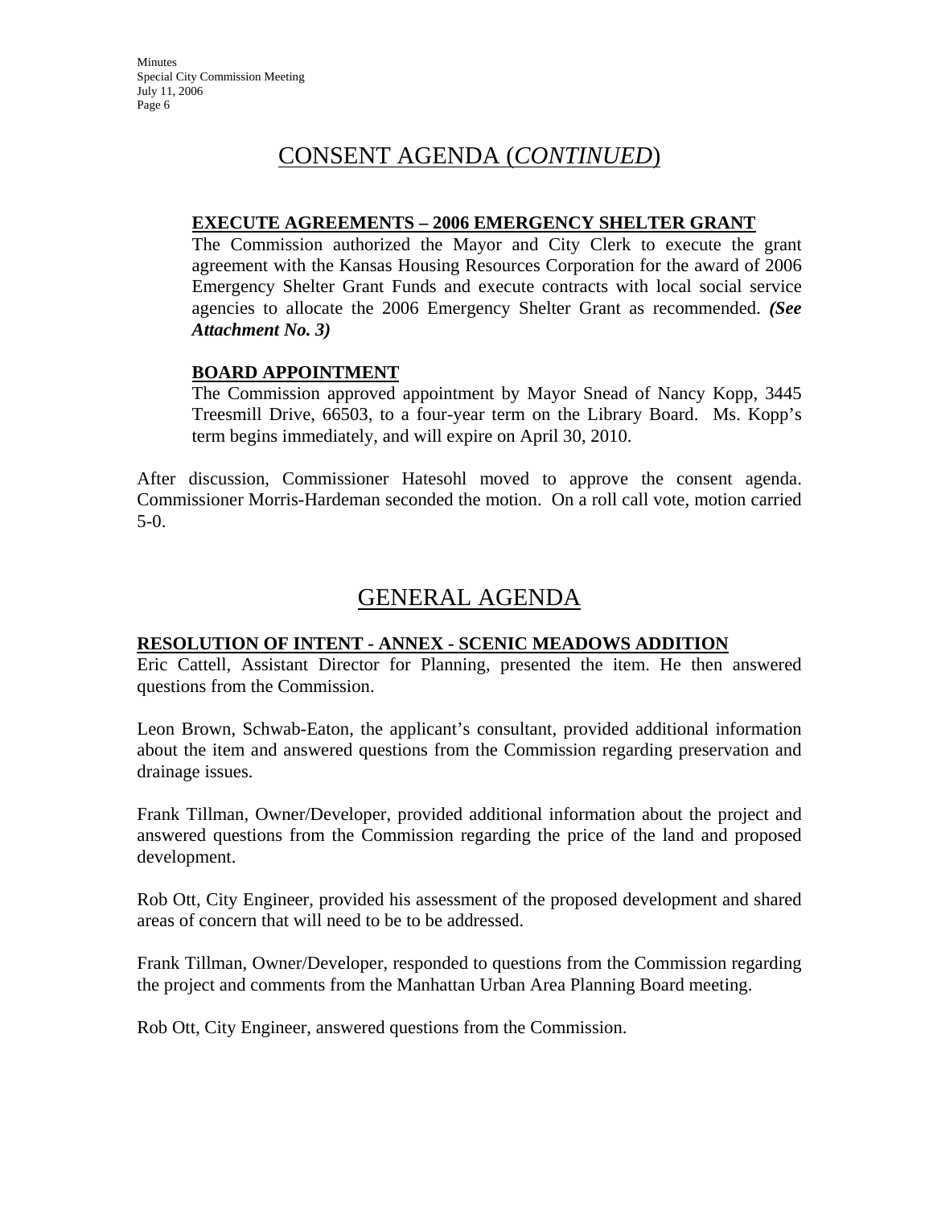## CONSENT AGENDA (*CONTINUED*)

**EXECUTE AGREEMENTS – 2006 EMERGENCY SHELTER GRANT**

The Commission authorized the Mayor and City Clerk to execute the grant agreement with the Kansas Housing Resources Corporation for the award of 2006 Emergency Shelter Grant Funds and execute contracts with local social service agencies to allocate the 2006 Emergency Shelter Grant as recommended. ***(See Attachment No. 3)***

**BOARD APPOINTMENT**

The Commission approved appointment by Mayor Snead of Nancy Kopp, 3445 Treesmill Drive, 66503, to a four-year term on the Library Board. Ms. Kopp's term begins immediately, and will expire on April 30, 2010.

After discussion, Commissioner Hatesohl moved to approve the consent agenda. Commissioner Morris-Hardeman seconded the motion. On a roll call vote, motion carried 5-0.

## GENERAL AGENDA

**RESOLUTION OF INTENT - ANNEX - SCENIC MEADOWS ADDITION**

Eric Cattell, Assistant Director for Planning, presented the item. He then answered questions from the Commission.

Leon Brown, Schwab-Eaton, the applicant's consultant, provided additional information about the item and answered questions from the Commission regarding preservation and drainage issues.

Frank Tillman, Owner/Developer, provided additional information about the project and answered questions from the Commission regarding the price of the land and proposed development.

Rob Ott, City Engineer, provided his assessment of the proposed development and shared areas of concern that will need to be to be addressed.

Frank Tillman, Owner/Developer, responded to questions from the Commission regarding the project and comments from the Manhattan Urban Area Planning Board meeting.

Rob Ott, City Engineer, answered questions from the Commission.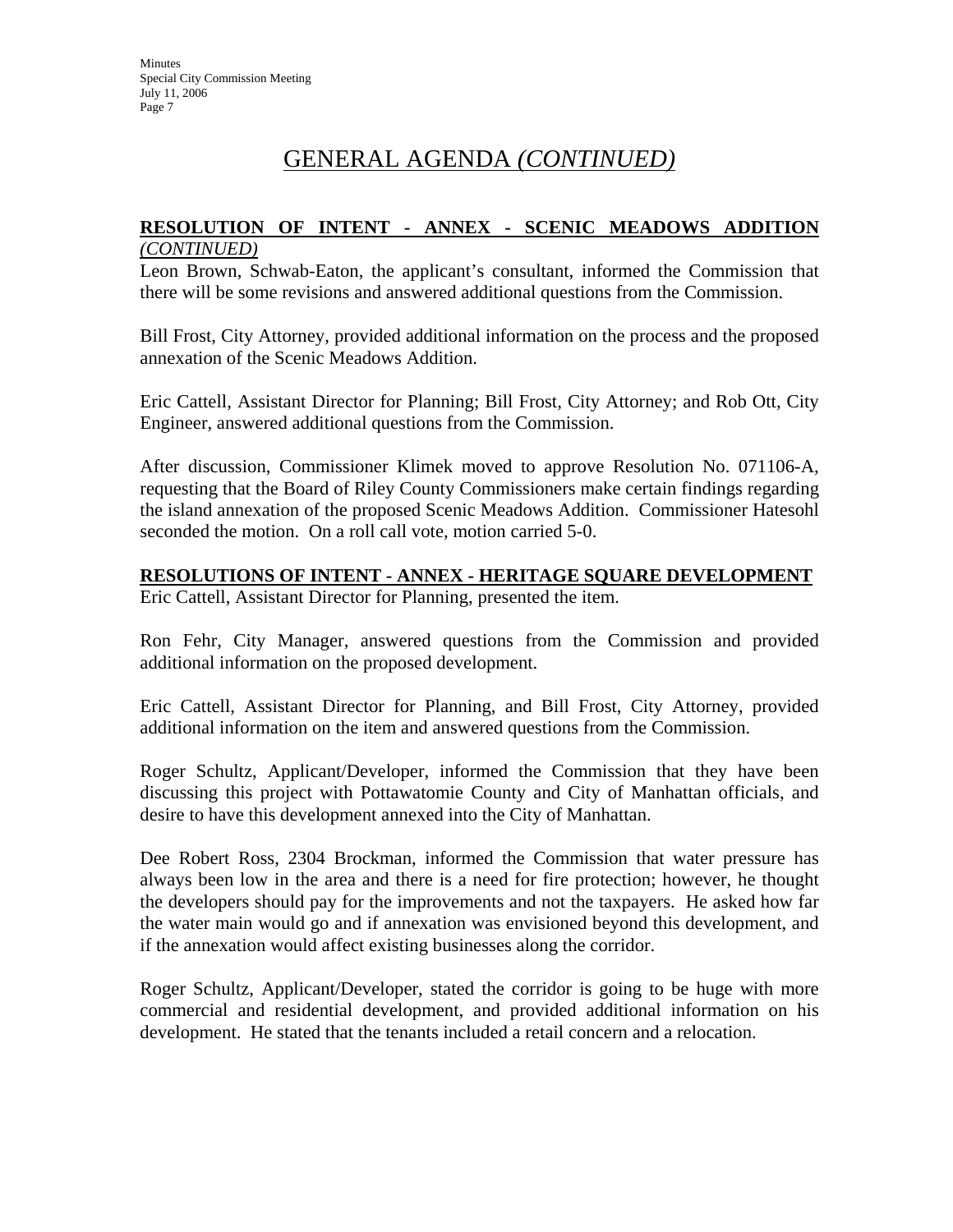# GENERAL AGENDA *(CONTINUED)*

**RESOLUTION OF INTENT - ANNEX - SCENIC MEADOWS ADDITION** *(CONTINUED)*

Leon Brown, Schwab-Eaton, the applicant's consultant, informed the Commission that there will be some revisions and answered additional questions from the Commission.

Bill Frost, City Attorney, provided additional information on the process and the proposed annexation of the Scenic Meadows Addition.

Eric Cattell, Assistant Director for Planning; Bill Frost, City Attorney; and Rob Ott, City Engineer, answered additional questions from the Commission.

After discussion, Commissioner Klimek moved to approve Resolution No. 071106-A, requesting that the Board of Riley County Commissioners make certain findings regarding the island annexation of the proposed Scenic Meadows Addition. Commissioner Hatesohl seconded the motion. On a roll call vote, motion carried 5-0.

**RESOLUTIONS OF INTENT - ANNEX - HERITAGE SQUARE DEVELOPMENT**

Eric Cattell, Assistant Director for Planning, presented the item.

Ron Fehr, City Manager, answered questions from the Commission and provided additional information on the proposed development.

Eric Cattell, Assistant Director for Planning, and Bill Frost, City Attorney, provided additional information on the item and answered questions from the Commission.

Roger Schultz, Applicant/Developer, informed the Commission that they have been discussing this project with Pottawatomie County and City of Manhattan officials, and desire to have this development annexed into the City of Manhattan.

Dee Robert Ross, 2304 Brockman, informed the Commission that water pressure has always been low in the area and there is a need for fire protection; however, he thought the developers should pay for the improvements and not the taxpayers. He asked how far the water main would go and if annexation was envisioned beyond this development, and if the annexation would affect existing businesses along the corridor.

Roger Schultz, Applicant/Developer, stated the corridor is going to be huge with more commercial and residential development, and provided additional information on his development. He stated that the tenants included a retail concern and a relocation.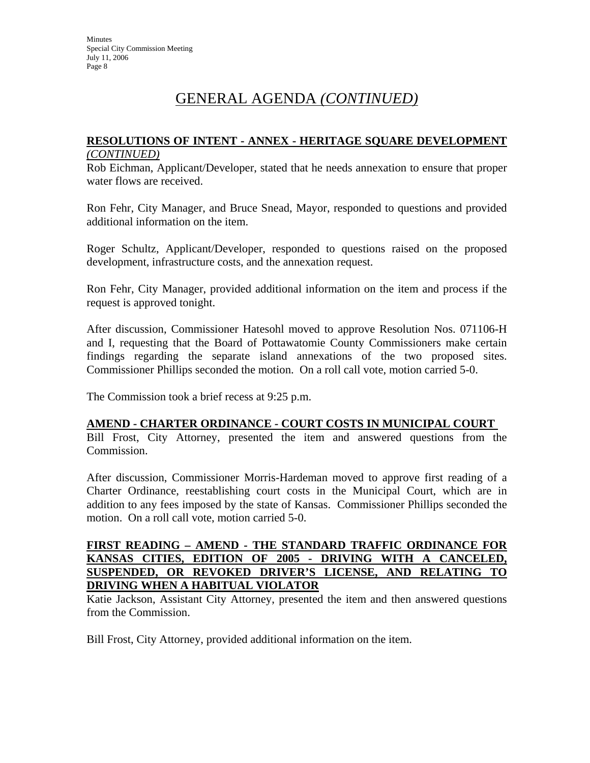# GENERAL AGENDA *(CONTINUED)*

**RESOLUTIONS OF INTENT - ANNEX - HERITAGE SQUARE DEVELOPMENT** *(CONTINUED)*

Rob Eichman, Applicant/Developer, stated that he needs annexation to ensure that proper water flows are received.

Ron Fehr, City Manager, and Bruce Snead, Mayor, responded to questions and provided additional information on the item.

Roger Schultz, Applicant/Developer, responded to questions raised on the proposed development, infrastructure costs, and the annexation request.

Ron Fehr, City Manager, provided additional information on the item and process if the request is approved tonight.

After discussion, Commissioner Hatesohl moved to approve Resolution Nos. 071106-H and I, requesting that the Board of Pottawatomie County Commissioners make certain findings regarding the separate island annexations of the two proposed sites. Commissioner Phillips seconded the motion. On a roll call vote, motion carried 5-0.

The Commission took a brief recess at 9:25 p.m.

**AMEND - CHARTER ORDINANCE - COURT COSTS IN MUNICIPAL COURT**

Bill Frost, City Attorney, presented the item and answered questions from the Commission.

After discussion, Commissioner Morris-Hardeman moved to approve first reading of a Charter Ordinance, reestablishing court costs in the Municipal Court, which are in addition to any fees imposed by the state of Kansas. Commissioner Phillips seconded the motion. On a roll call vote, motion carried 5-0.

**FIRST READING – AMEND - THE STANDARD TRAFFIC ORDINANCE FOR KANSAS CITIES, EDITION OF 2005 - DRIVING WITH A CANCELED, SUSPENDED, OR REVOKED DRIVER'S LICENSE, AND RELATING TO DRIVING WHEN A HABITUAL VIOLATOR**

Katie Jackson, Assistant City Attorney, presented the item and then answered questions from the Commission.

Bill Frost, City Attorney, provided additional information on the item.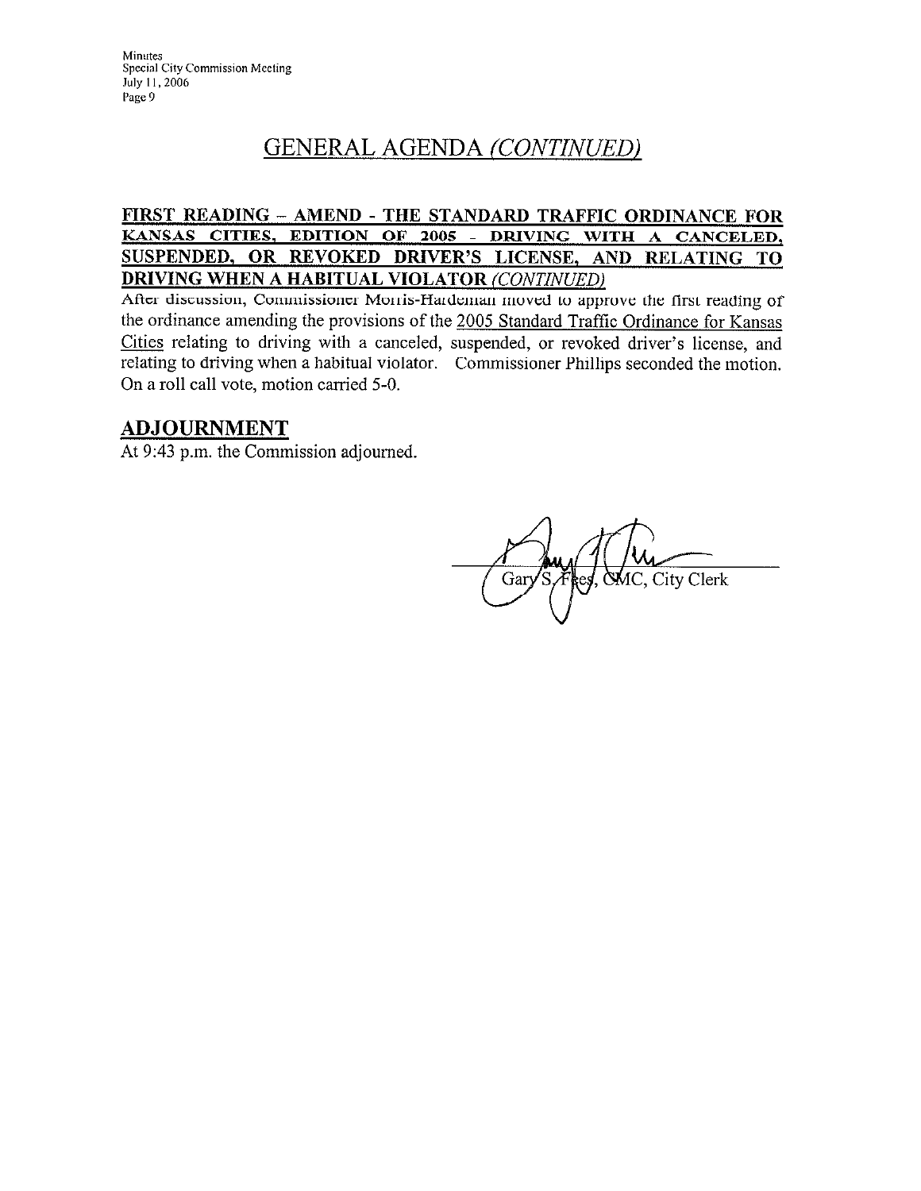## GENERAL AGENDA *(CONTINUED)*

**FIRST READING – AMEND - THE STANDARD TRAFFIC ORDINANCE FOR KANSAS CITIES, EDITION OF 2005 - DRIVING WITH A CANCELED, SUSPENDED, OR REVOKED DRIVER'S LICENSE, AND RELATING TO DRIVING WHEN A HABITUAL VIOLATOR *(CONTINUED)***

After discussion, Commissioner Morris-Hardeman moved to approve the first reading of the ordinance amending the provisions of the 2005 Standard Traffic Ordinance for Kansas Cities relating to driving with a canceled, suspended, or revoked driver's license, and relating to driving when a habitual violator. Commissioner Phillips seconded the motion. On a roll call vote, motion carried 5-0.

## ADJOURNMENT

At 9:43 p.m. the Commission adjourned.

Gary S. Fees, CMC, City Clerk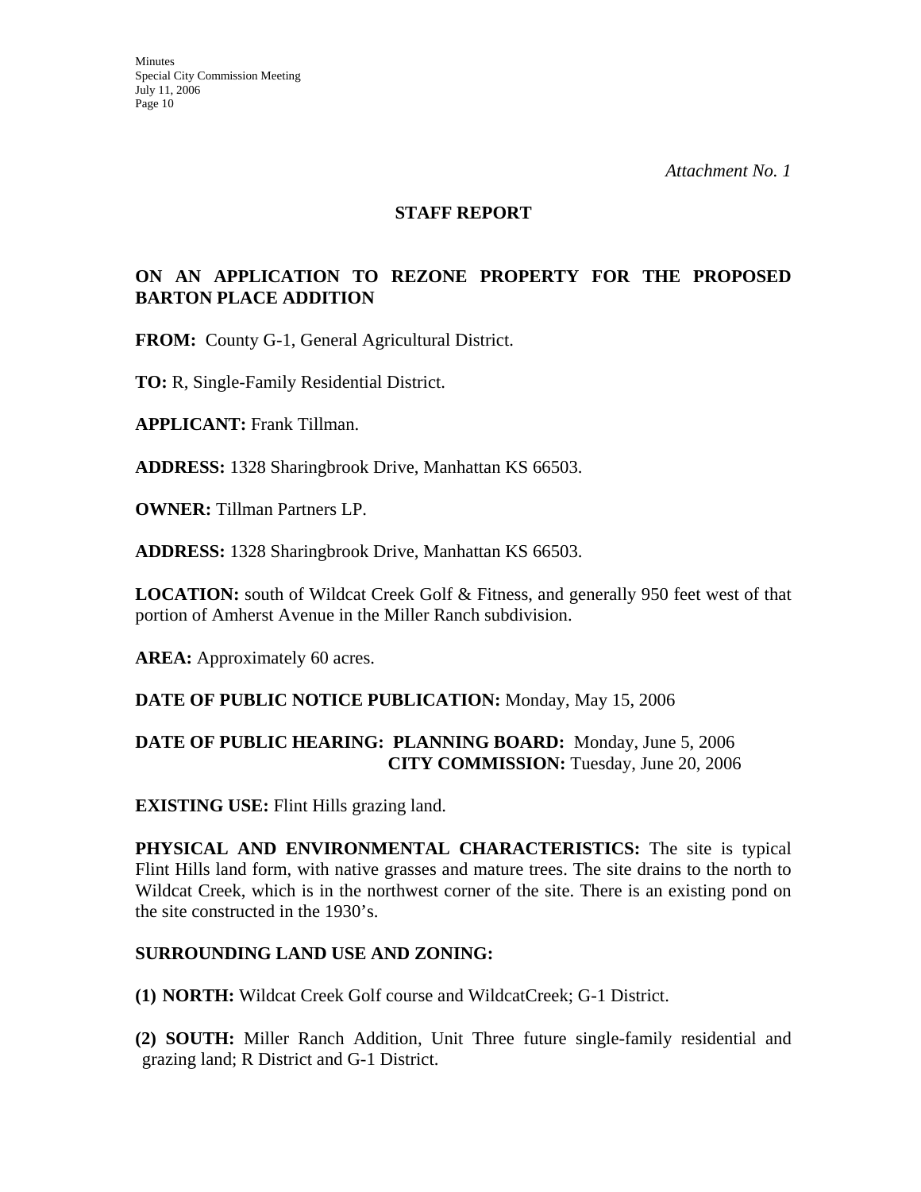*Attachment No. 1*

## STAFF REPORT

### ON AN APPLICATION TO REZONE PROPERTY FOR THE PROPOSED BARTON PLACE ADDITION

**FROM:** County G-1, General Agricultural District.

**TO:** R, Single-Family Residential District.

**APPLICANT:** Frank Tillman.

**ADDRESS:** 1328 Sharingbrook Drive, Manhattan KS 66503.

**OWNER:** Tillman Partners LP.

**ADDRESS:** 1328 Sharingbrook Drive, Manhattan KS 66503.

**LOCATION:** south of Wildcat Creek Golf & Fitness, and generally 950 feet west of that portion of Amherst Avenue in the Miller Ranch subdivision.

**AREA:** Approximately 60 acres.

**DATE OF PUBLIC NOTICE PUBLICATION:** Monday, May 15, 2006

**DATE OF PUBLIC HEARING: PLANNING BOARD:** Monday, June 5, 2006
**CITY COMMISSION:** Tuesday, June 20, 2006

**EXISTING USE:** Flint Hills grazing land.

**PHYSICAL AND ENVIRONMENTAL CHARACTERISTICS:** The site is typical Flint Hills land form, with native grasses and mature trees. The site drains to the north to Wildcat Creek, which is in the northwest corner of the site. There is an existing pond on the site constructed in the 1930's.

**SURROUNDING LAND USE AND ZONING:**

**(1) NORTH:** Wildcat Creek Golf course and WildcatCreek; G-1 District.

**(2) SOUTH:** Miller Ranch Addition, Unit Three future single-family residential and grazing land; R District and G-1 District.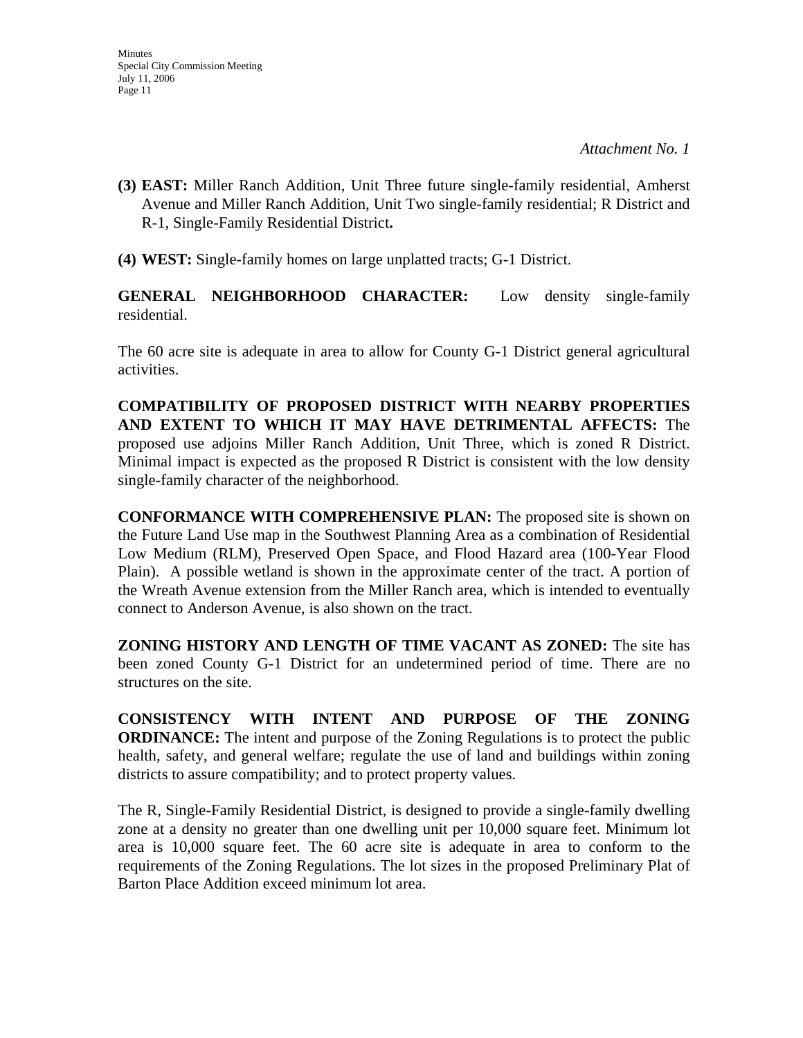*Attachment No. 1*

**(3) EAST:** Miller Ranch Addition, Unit Three future single-family residential, Amherst Avenue and Miller Ranch Addition, Unit Two single-family residential; R District and R-1, Single-Family Residential District**.**

**(4) WEST:** Single-family homes on large unplatted tracts; G-1 District.

**GENERAL NEIGHBORHOOD CHARACTER:** Low density single-family residential.

The 60 acre site is adequate in area to allow for County G-1 District general agricultural activities.

**COMPATIBILITY OF PROPOSED DISTRICT WITH NEARBY PROPERTIES AND EXTENT TO WHICH IT MAY HAVE DETRIMENTAL AFFECTS:** The proposed use adjoins Miller Ranch Addition, Unit Three, which is zoned R District. Minimal impact is expected as the proposed R District is consistent with the low density single-family character of the neighborhood.

**CONFORMANCE WITH COMPREHENSIVE PLAN:** The proposed site is shown on the Future Land Use map in the Southwest Planning Area as a combination of Residential Low Medium (RLM), Preserved Open Space, and Flood Hazard area (100-Year Flood Plain). A possible wetland is shown in the approximate center of the tract. A portion of the Wreath Avenue extension from the Miller Ranch area, which is intended to eventually connect to Anderson Avenue, is also shown on the tract.

**ZONING HISTORY AND LENGTH OF TIME VACANT AS ZONED:** The site has been zoned County G-1 District for an undetermined period of time. There are no structures on the site.

**CONSISTENCY WITH INTENT AND PURPOSE OF THE ZONING ORDINANCE:** The intent and purpose of the Zoning Regulations is to protect the public health, safety, and general welfare; regulate the use of land and buildings within zoning districts to assure compatibility; and to protect property values.

The R, Single-Family Residential District, is designed to provide a single-family dwelling zone at a density no greater than one dwelling unit per 10,000 square feet. Minimum lot area is 10,000 square feet. The 60 acre site is adequate in area to conform to the requirements of the Zoning Regulations. The lot sizes in the proposed Preliminary Plat of Barton Place Addition exceed minimum lot area.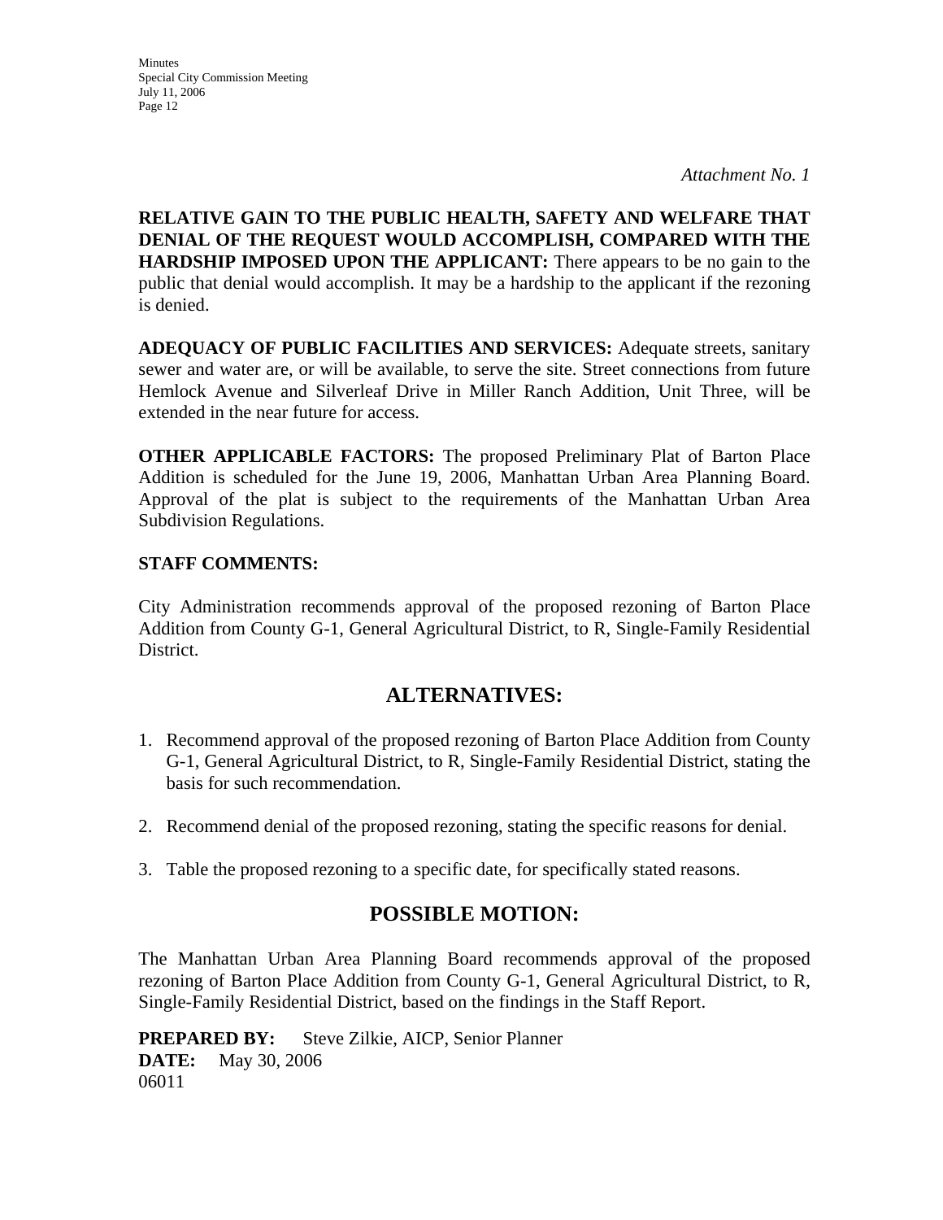*Attachment No. 1*

**RELATIVE GAIN TO THE PUBLIC HEALTH, SAFETY AND WELFARE THAT DENIAL OF THE REQUEST WOULD ACCOMPLISH, COMPARED WITH THE HARDSHIP IMPOSED UPON THE APPLICANT:** There appears to be no gain to the public that denial would accomplish. It may be a hardship to the applicant if the rezoning is denied.

**ADEQUACY OF PUBLIC FACILITIES AND SERVICES:** Adequate streets, sanitary sewer and water are, or will be available, to serve the site. Street connections from future Hemlock Avenue and Silverleaf Drive in Miller Ranch Addition, Unit Three, will be extended in the near future for access.

**OTHER APPLICABLE FACTORS:** The proposed Preliminary Plat of Barton Place Addition is scheduled for the June 19, 2006, Manhattan Urban Area Planning Board. Approval of the plat is subject to the requirements of the Manhattan Urban Area Subdivision Regulations.

**STAFF COMMENTS:**

City Administration recommends approval of the proposed rezoning of Barton Place Addition from County G-1, General Agricultural District, to R, Single-Family Residential District.

## ALTERNATIVES:

1. Recommend approval of the proposed rezoning of Barton Place Addition from County G-1, General Agricultural District, to R, Single-Family Residential District, stating the basis for such recommendation.
2. Recommend denial of the proposed rezoning, stating the specific reasons for denial.
3. Table the proposed rezoning to a specific date, for specifically stated reasons.

## POSSIBLE MOTION:

The Manhattan Urban Area Planning Board recommends approval of the proposed rezoning of Barton Place Addition from County G-1, General Agricultural District, to R, Single-Family Residential District, based on the findings in the Staff Report.

**PREPARED BY:** Steve Zilkie, AICP, Senior Planner
**DATE:** May 30, 2006
06011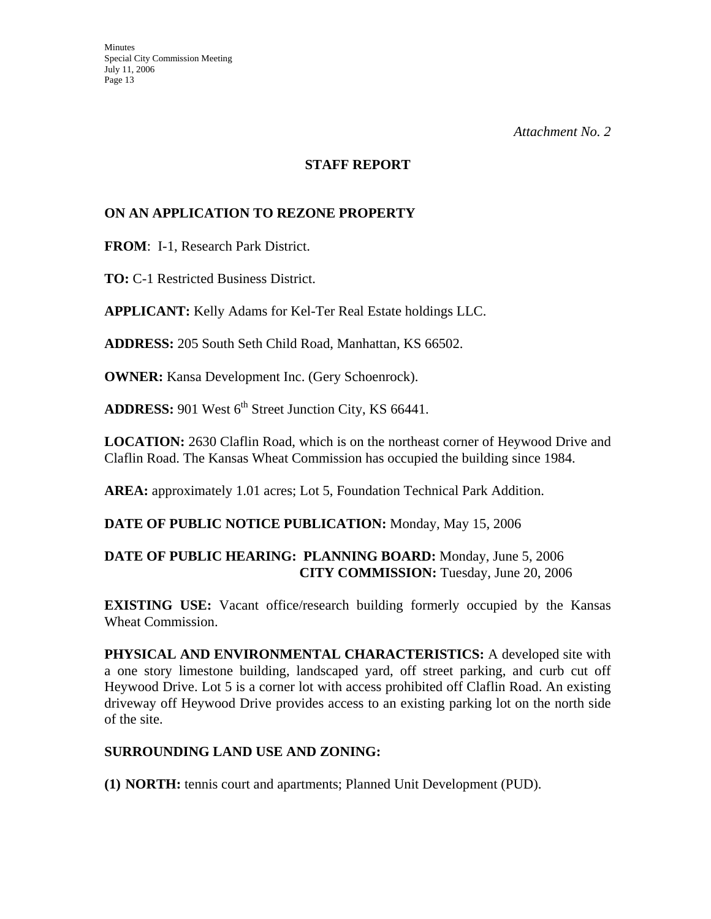*Attachment No. 2*

## STAFF REPORT

### ON AN APPLICATION TO REZONE PROPERTY

**FROM**: I-1, Research Park District.

**TO:** C-1 Restricted Business District.

**APPLICANT:** Kelly Adams for Kel-Ter Real Estate holdings LLC.

**ADDRESS:** 205 South Seth Child Road, Manhattan, KS 66502.

**OWNER:** Kansa Development Inc. (Gery Schoenrock).

**ADDRESS:** 901 West 6th Street Junction City, KS 66441.

**LOCATION:** 2630 Claflin Road, which is on the northeast corner of Heywood Drive and Claflin Road. The Kansas Wheat Commission has occupied the building since 1984.

**AREA:** approximately 1.01 acres; Lot 5, Foundation Technical Park Addition.

**DATE OF PUBLIC NOTICE PUBLICATION:** Monday, May 15, 2006

**DATE OF PUBLIC HEARING: PLANNING BOARD:** Monday, June 5, 2006
**CITY COMMISSION:** Tuesday, June 20, 2006

**EXISTING USE:** Vacant office/research building formerly occupied by the Kansas Wheat Commission.

**PHYSICAL AND ENVIRONMENTAL CHARACTERISTICS:** A developed site with a one story limestone building, landscaped yard, off street parking, and curb cut off Heywood Drive. Lot 5 is a corner lot with access prohibited off Claflin Road. An existing driveway off Heywood Drive provides access to an existing parking lot on the north side of the site.

**SURROUNDING LAND USE AND ZONING:**

**(1) NORTH:** tennis court and apartments; Planned Unit Development (PUD).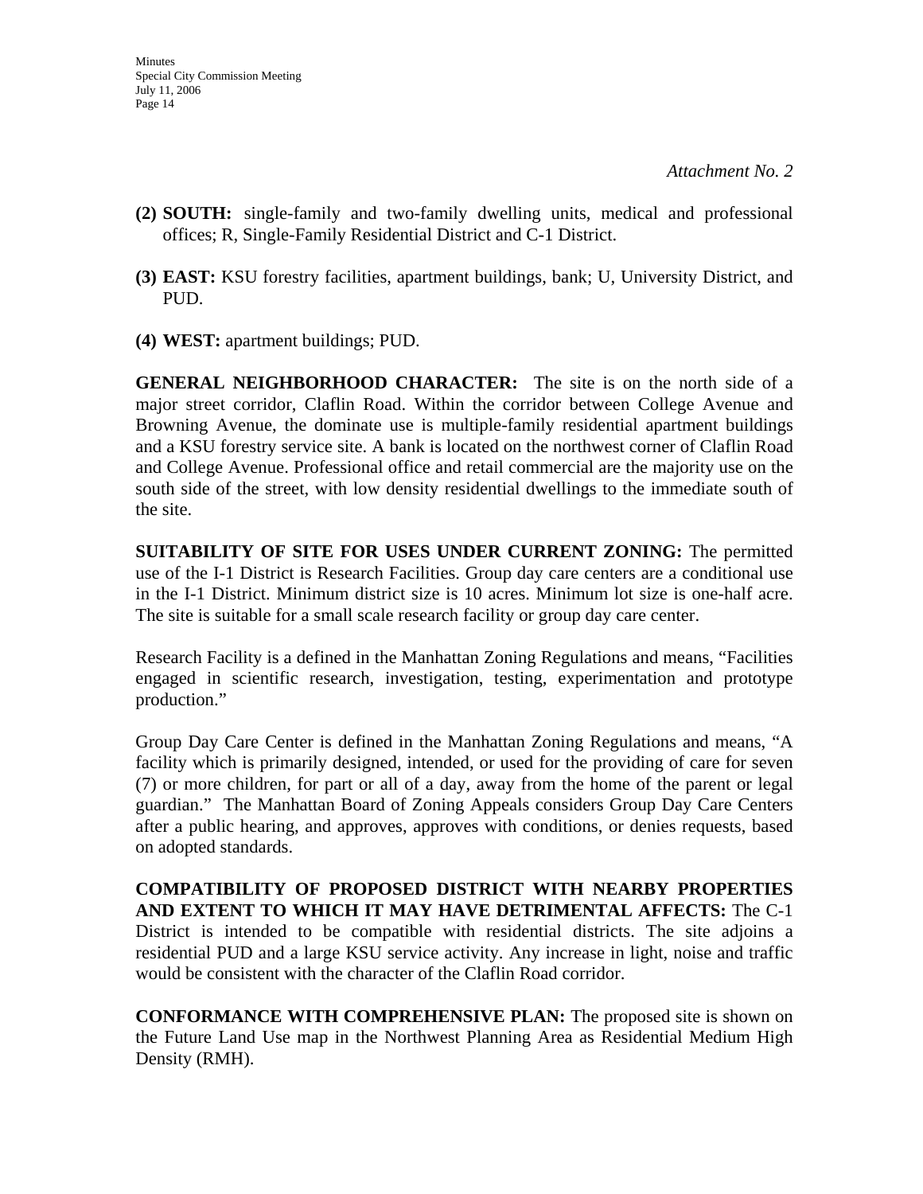*Attachment No. 2*

**(2) SOUTH:** single-family and two-family dwelling units, medical and professional offices; R, Single-Family Residential District and C-1 District.

**(3) EAST:** KSU forestry facilities, apartment buildings, bank; U, University District, and PUD.

**(4) WEST:** apartment buildings; PUD.

**GENERAL NEIGHBORHOOD CHARACTER:** The site is on the north side of a major street corridor, Claflin Road. Within the corridor between College Avenue and Browning Avenue, the dominate use is multiple-family residential apartment buildings and a KSU forestry service site. A bank is located on the northwest corner of Claflin Road and College Avenue. Professional office and retail commercial are the majority use on the south side of the street, with low density residential dwellings to the immediate south of the site.

**SUITABILITY OF SITE FOR USES UNDER CURRENT ZONING:** The permitted use of the I-1 District is Research Facilities. Group day care centers are a conditional use in the I-1 District. Minimum district size is 10 acres. Minimum lot size is one-half acre. The site is suitable for a small scale research facility or group day care center.

Research Facility is a defined in the Manhattan Zoning Regulations and means, "Facilities engaged in scientific research, investigation, testing, experimentation and prototype production."

Group Day Care Center is defined in the Manhattan Zoning Regulations and means, "A facility which is primarily designed, intended, or used for the providing of care for seven (7) or more children, for part or all of a day, away from the home of the parent or legal guardian." The Manhattan Board of Zoning Appeals considers Group Day Care Centers after a public hearing, and approves, approves with conditions, or denies requests, based on adopted standards.

**COMPATIBILITY OF PROPOSED DISTRICT WITH NEARBY PROPERTIES AND EXTENT TO WHICH IT MAY HAVE DETRIMENTAL AFFECTS:** The C-1 District is intended to be compatible with residential districts. The site adjoins a residential PUD and a large KSU service activity. Any increase in light, noise and traffic would be consistent with the character of the Claflin Road corridor.

**CONFORMANCE WITH COMPREHENSIVE PLAN:** The proposed site is shown on the Future Land Use map in the Northwest Planning Area as Residential Medium High Density (RMH).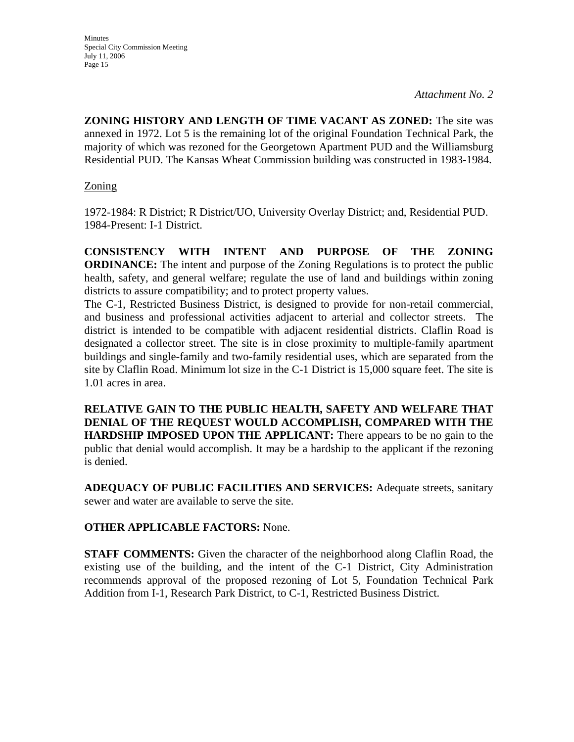*Attachment No. 2*

**ZONING HISTORY AND LENGTH OF TIME VACANT AS ZONED:** The site was annexed in 1972. Lot 5 is the remaining lot of the original Foundation Technical Park, the majority of which was rezoned for the Georgetown Apartment PUD and the Williamsburg Residential PUD. The Kansas Wheat Commission building was constructed in 1983-1984.

Zoning

1972-1984: R District; R District/UO, University Overlay District; and, Residential PUD.
1984-Present: I-1 District.

**CONSISTENCY WITH INTENT AND PURPOSE OF THE ZONING ORDINANCE:** The intent and purpose of the Zoning Regulations is to protect the public health, safety, and general welfare; regulate the use of land and buildings within zoning districts to assure compatibility; and to protect property values.
The C-1, Restricted Business District, is designed to provide for non-retail commercial, and business and professional activities adjacent to arterial and collector streets. The district is intended to be compatible with adjacent residential districts. Claflin Road is designated a collector street. The site is in close proximity to multiple-family apartment buildings and single-family and two-family residential uses, which are separated from the site by Claflin Road. Minimum lot size in the C-1 District is 15,000 square feet. The site is 1.01 acres in area.

**RELATIVE GAIN TO THE PUBLIC HEALTH, SAFETY AND WELFARE THAT DENIAL OF THE REQUEST WOULD ACCOMPLISH, COMPARED WITH THE HARDSHIP IMPOSED UPON THE APPLICANT:** There appears to be no gain to the public that denial would accomplish. It may be a hardship to the applicant if the rezoning is denied.

**ADEQUACY OF PUBLIC FACILITIES AND SERVICES:** Adequate streets, sanitary sewer and water are available to serve the site.

**OTHER APPLICABLE FACTORS:** None.

**STAFF COMMENTS:** Given the character of the neighborhood along Claflin Road, the existing use of the building, and the intent of the C-1 District, City Administration recommends approval of the proposed rezoning of Lot 5, Foundation Technical Park Addition from I-1, Research Park District, to C-1, Restricted Business District.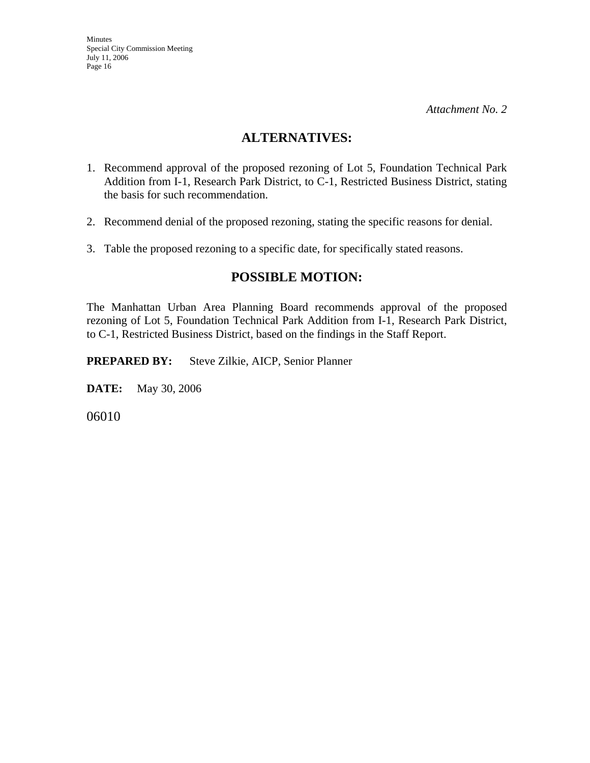*Attachment No. 2*

## ALTERNATIVES:

1. Recommend approval of the proposed rezoning of Lot 5, Foundation Technical Park Addition from I-1, Research Park District, to C-1, Restricted Business District, stating the basis for such recommendation.

2. Recommend denial of the proposed rezoning, stating the specific reasons for denial.

3. Table the proposed rezoning to a specific date, for specifically stated reasons.

## POSSIBLE MOTION:

The Manhattan Urban Area Planning Board recommends approval of the proposed rezoning of Lot 5, Foundation Technical Park Addition from I-1, Research Park District, to C-1, Restricted Business District, based on the findings in the Staff Report.

**PREPARED BY:** Steve Zilkie, AICP, Senior Planner

**DATE:** May 30, 2006

06010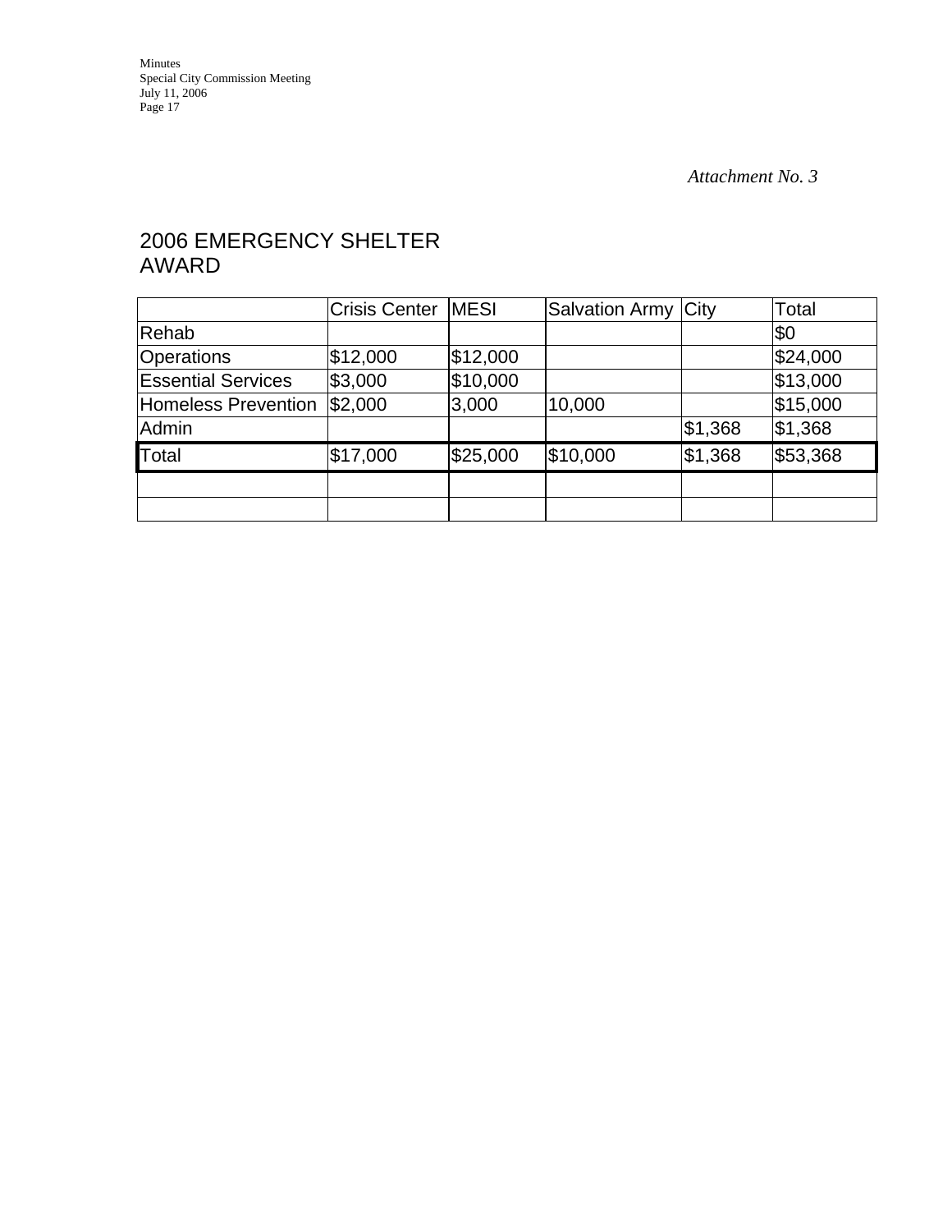*Attachment No. 3*

## 2006 EMERGENCY SHELTER AWARD

| | Crisis Center | MESI | Salvation Army | City | Total |
|---|---|---|---|---|---|
| Rehab | | | | | $0 |
| Operations | $12,000 | $12,000 | | | $24,000 |
| Essential Services | $3,000 | $10,000 | | | $13,000 |
| Homeless Prevention | $2,000 | 3,000 | 10,000 | | $15,000 |
| Admin | | | | $1,368 | $1,368 |
| Total | $17,000 | $25,000 | $10,000 | $1,368 | $53,368 |
| | | | | | |
| | | | | | |